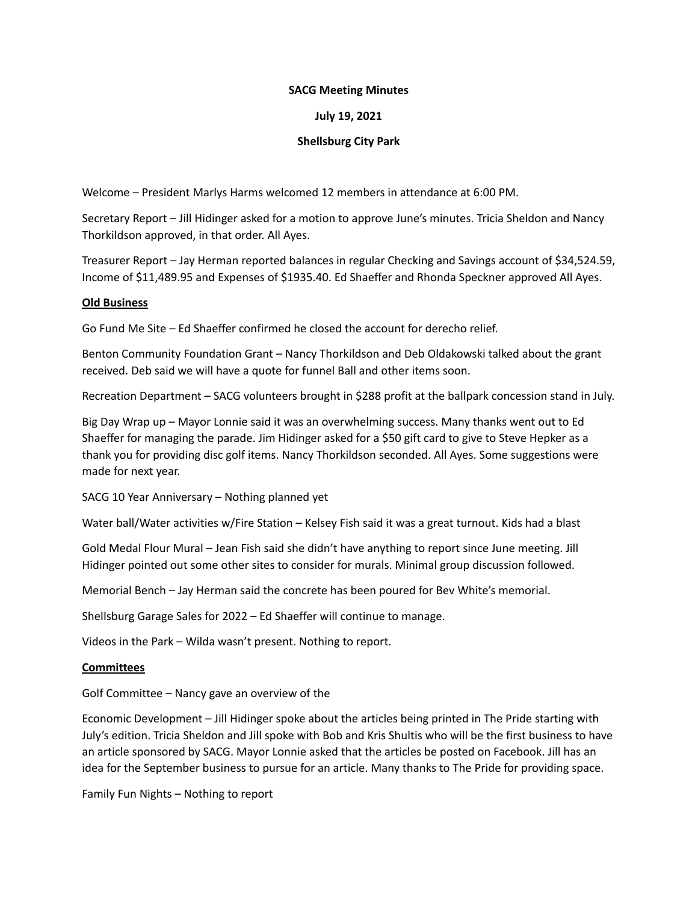**SACG Meeting Minutes**

**July 19, 2021**

**Shellsburg City Park**

Welcome – President Marlys Harms welcomed 12 members in attendance at 6:00 PM.

Secretary Report – Jill Hidinger asked for a motion to approve June's minutes. Tricia Sheldon and Nancy Thorkildson approved, in that order. All Ayes.

Treasurer Report – Jay Herman reported balances in regular Checking and Savings account of $34,524.59, Income of $11,489.95 and Expenses of $1935.40. Ed Shaeffer and Rhonda Speckner approved All Ayes.

**Old Business**

Go Fund Me Site – Ed Shaeffer confirmed he closed the account for derecho relief.

Benton Community Foundation Grant – Nancy Thorkildson and Deb Oldakowski talked about the grant received. Deb said we will have a quote for funnel Ball and other items soon.

Recreation Department – SACG volunteers brought in $288 profit at the ballpark concession stand in July.

Big Day Wrap up – Mayor Lonnie said it was an overwhelming success. Many thanks went out to Ed Shaeffer for managing the parade. Jim Hidinger asked for a $50 gift card to give to Steve Hepker as a thank you for providing disc golf items. Nancy Thorkildson seconded. All Ayes. Some suggestions were made for next year.

SACG 10 Year Anniversary – Nothing planned yet

Water ball/Water activities w/Fire Station – Kelsey Fish said it was a great turnout. Kids had a blast

Gold Medal Flour Mural – Jean Fish said she didn't have anything to report since June meeting. Jill Hidinger pointed out some other sites to consider for murals. Minimal group discussion followed.

Memorial Bench – Jay Herman said the concrete has been poured for Bev White's memorial.

Shellsburg Garage Sales for 2022 – Ed Shaeffer will continue to manage.

Videos in the Park – Wilda wasn't present. Nothing to report.

**Committees**

Golf Committee – Nancy gave an overview of the

Economic Development – Jill Hidinger spoke about the articles being printed in The Pride starting with July's edition. Tricia Sheldon and Jill spoke with Bob and Kris Shultis who will be the first business to have an article sponsored by SACG. Mayor Lonnie asked that the articles be posted on Facebook. Jill has an idea for the September business to pursue for an article. Many thanks to The Pride for providing space.

Family Fun Nights – Nothing to report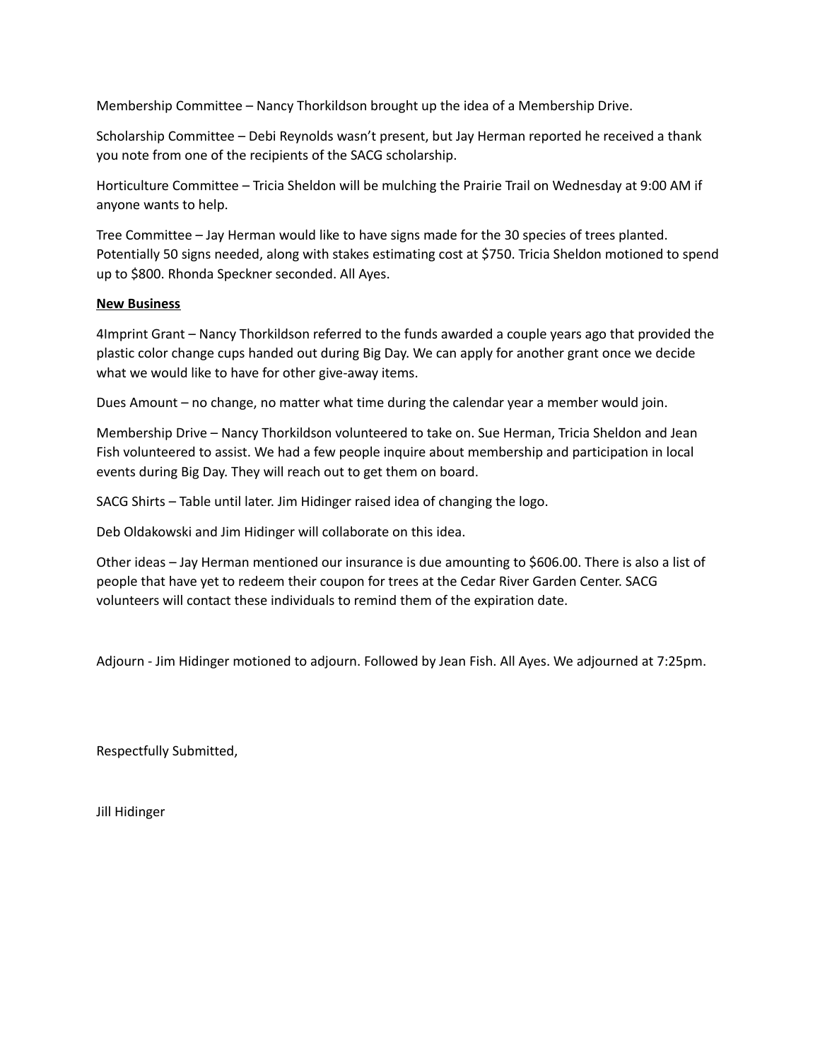Membership Committee – Nancy Thorkildson brought up the idea of a Membership Drive.

Scholarship Committee – Debi Reynolds wasn't present, but Jay Herman reported he received a thank you note from one of the recipients of the SACG scholarship.

Horticulture Committee – Tricia Sheldon will be mulching the Prairie Trail on Wednesday at 9:00 AM if anyone wants to help.

Tree Committee – Jay Herman would like to have signs made for the 30 species of trees planted. Potentially 50 signs needed, along with stakes estimating cost at $750. Tricia Sheldon motioned to spend up to $800. Rhonda Speckner seconded. All Ayes.

**New Business**

4Imprint Grant – Nancy Thorkildson referred to the funds awarded a couple years ago that provided the plastic color change cups handed out during Big Day. We can apply for another grant once we decide what we would like to have for other give-away items.

Dues Amount – no change, no matter what time during the calendar year a member would join.

Membership Drive – Nancy Thorkildson volunteered to take on. Sue Herman, Tricia Sheldon and Jean Fish volunteered to assist. We had a few people inquire about membership and participation in local events during Big Day. They will reach out to get them on board.

SACG Shirts – Table until later. Jim Hidinger raised idea of changing the logo.

Deb Oldakowski and Jim Hidinger will collaborate on this idea.

Other ideas – Jay Herman mentioned our insurance is due amounting to $606.00. There is also a list of people that have yet to redeem their coupon for trees at the Cedar River Garden Center. SACG volunteers will contact these individuals to remind them of the expiration date.

Adjourn - Jim Hidinger motioned to adjourn. Followed by Jean Fish. All Ayes. We adjourned at 7:25pm.

Respectfully Submitted,

Jill Hidinger